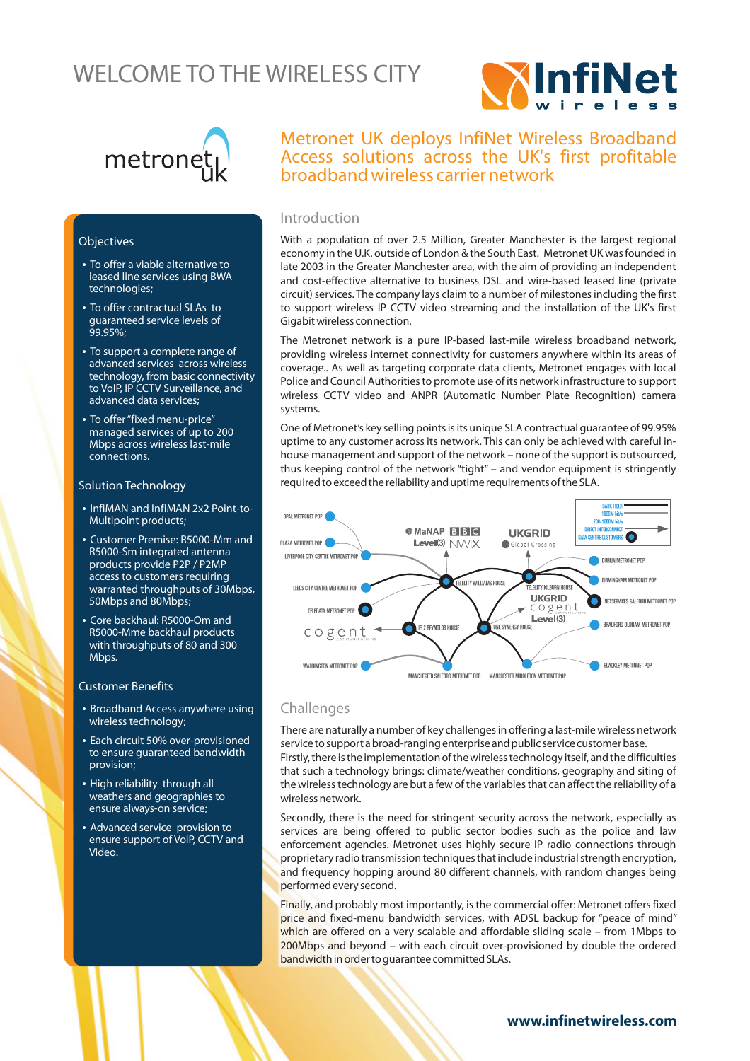# WELCOME TO THE WIRELESS CITY

## Metronet UK deploys InfiNet Wireless Broadband Access solutions across the UK's first profitable broadband wireless carrier network

### Objectives

- To offer a viable alternative to leased line services using BWA technologies;
- To offer contractual SLAs to guaranteed service levels of 99.95%;
- To support a complete range of advanced services across wireless technology, from basic connectivity to VoIP, IP CCTV Surveillance, and advanced data services;
- To offer "fixed menu-price" managed services of up to 200 Mbps across wireless last-mile connections.

### Solution Technology

- InfiMAN and InfiMAN 2x2 Point-to-Multipoint products;
- Customer Premise: R5000-Mm and R5000-Sm integrated antenna products provide P2P / P2MP access to customers requiring warranted throughputs of 30Mbps, 50Mbps and 80Mbps;
- Core backhaul: R5000-Om and R5000-Mme backhaul products with throughputs of 80 and 300 Mbps.

### Customer Benefits

- Broadband Access anywhere using wireless technology;
- Each circuit 50% over-provisioned to ensure guaranteed bandwidth provision;
- High reliability through all weathers and geographies to ensure always-on service;
- Advanced service provision to ensure support of VoIP, CCTV and Video.

### Introduction

With a population of over 2.5 Million, Greater Manchester is the largest regional economy in the U.K. outside of London & the South East. Metronet UK was founded in late 2003 in the Greater Manchester area, with the aim of providing an independent and cost-effective alternative to business DSL and wire-based leased line (private circuit) services. The company lays claim to a number of milestones including the first to support wireless IP CCTV video streaming and the installation of the UK's first Gigabit wireless connection.

The Metronet network is a pure IP-based last-mile wireless broadband network, providing wireless internet connectivity for customers anywhere within its areas of coverage.. As well as targeting corporate data clients, Metronet engages with local Police and Council Authorities to promote use of its network infrastructure to support wireless CCTV video and ANPR (Automatic Number Plate Recognition) camera systems.

One of Metronet's key selling points is its unique SLA contractual guarantee of 99.95% uptime to any customer across its network. This can only be achieved with careful in-house management and support of the network – none of the support is outsourced, thus keeping control of the network "tight" – and vendor equipment is stringently required to exceed the reliability and uptime requirements of the SLA.

### Challenges

There are naturally a number of key challenges in offering a last-mile wireless network service to support a broad-ranging enterprise and public service customer base. Firstly, there is the implementation of the wireless technology itself, and the difficulties that such a technology brings: climate/weather conditions, geography and siting of the wireless technology are but a few of the variables that can affect the reliability of a wireless network.

Secondly, there is the need for stringent security across the network, especially as services are being offered to public sector bodies such as the police and law enforcement agencies. Metronet uses highly secure IP radio connections through proprietary radio transmission techniques that include industrial strength encryption, and frequency hopping around 80 different channels, with random changes being performed every second.

Finally, and probably most importantly, is the commercial offer: Metronet offers fixed price and fixed-menu bandwidth services, with ADSL backup for "peace of mind" which are offered on a very scalable and affordable sliding scale – from 1Mbps to 200Mbps and beyond – with each circuit over-provisioned by double the ordered bandwidth in order to guarantee committed SLAs.

www.infinetwireless.com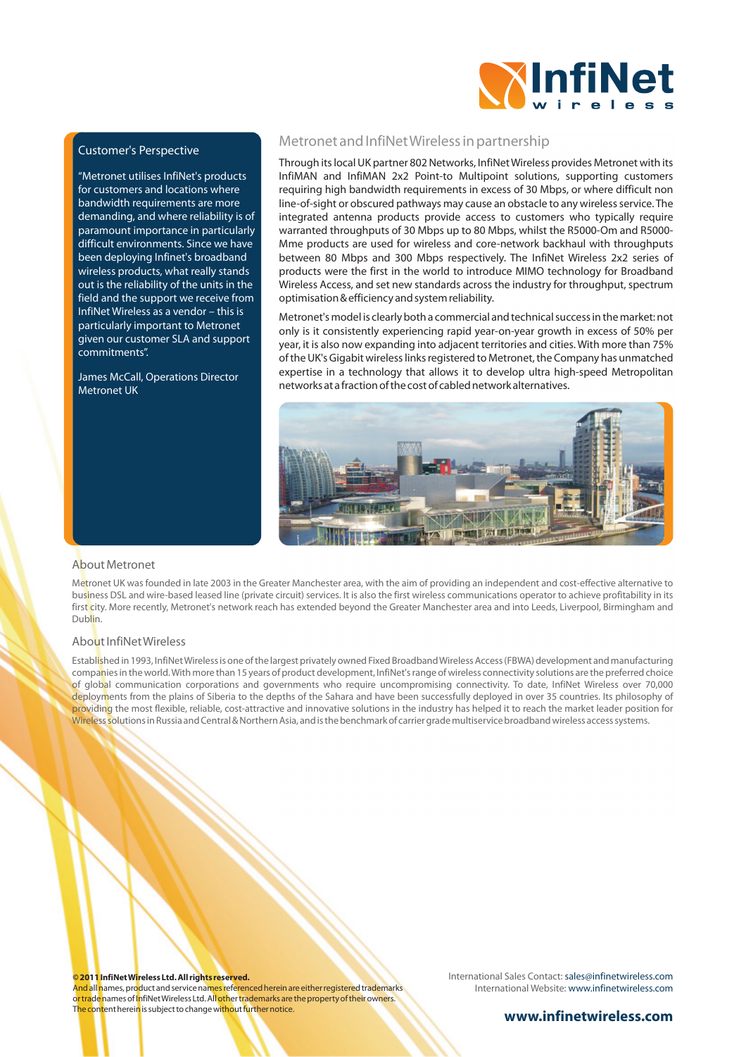## Customer's Perspective

"Metronet utilises InfiNet's products for customers and locations where bandwidth requirements are more demanding, and where reliability is of paramount importance in particularly difficult environments. Since we have been deploying Infinet's broadband wireless products, what really stands out is the reliability of the units in the field and the support we receive from InfiNet Wireless as a vendor – this is particularly important to Metronet given our customer SLA and support commitments".

James McCall, Operations Director
Metronet UK

## Metronet and InfiNet Wireless in partnership

Through its local UK partner 802 Networks, InfiNet Wireless provides Metronet with its InfiMAN and InfiMAN 2x2 Point-to Multipoint solutions, supporting customers requiring high bandwidth requirements in excess of 30 Mbps, or where difficult non line-of-sight or obscured pathways may cause an obstacle to any wireless service. The integrated antenna products provide access to customers who typically require warranted throughputs of 30 Mbps up to 80 Mbps, whilst the R5000-Om and R5000-Mme products are used for wireless and core-network backhaul with throughputs between 80 Mbps and 300 Mbps respectively. The InfiNet Wireless 2x2 series of products were the first in the world to introduce MIMO technology for Broadband Wireless Access, and set new standards across the industry for throughput, spectrum optimisation & efficiency and system reliability.

Metronet's model is clearly both a commercial and technical success in the market: not only is it consistently experiencing rapid year-on-year growth in excess of 50% per year, it is also now expanding into adjacent territories and cities. With more than 75% of the UK's Gigabit wireless links registered to Metronet, the Company has unmatched expertise in a technology that allows it to develop ultra high-speed Metropolitan networks at a fraction of the cost of cabled network alternatives.

## About Metronet

Metronet UK was founded in late 2003 in the Greater Manchester area, with the aim of providing an independent and cost-effective alternative to business DSL and wire-based leased line (private circuit) services. It is also the first wireless communications operator to achieve profitability in its first city. More recently, Metronet's network reach has extended beyond the Greater Manchester area and into Leeds, Liverpool, Birmingham and Dublin.

## About InfiNet Wireless

Established in 1993, InfiNet Wireless is one of the largest privately owned Fixed Broadband Wireless Access (FBWA) development and manufacturing companies in the world. With more than 15 years of product development, InfiNet's range of wireless connectivity solutions are the preferred choice of global communication corporations and governments who require uncompromising connectivity. To date, InfiNet Wireless over 70,000 deployments from the plains of Siberia to the depths of the Sahara and have been successfully deployed in over 35 countries. Its philosophy of providing the most flexible, reliable, cost-attractive and innovative solutions in the industry has helped it to reach the market leader position for Wireless solutions in Russia and Central & Northern Asia, and is the benchmark of carrier grade multiservice broadband wireless access systems.

**© 2011 InfiNet Wireless Ltd. All rights reserved.**
And all names, product and service names referenced herein are either registered trademarks or trade names of InfiNet Wireless Ltd. All other trademarks are the property of their owners.
The content herein is subject to change without further notice.

International Sales Contact: sales@infinetwireless.com
International Website: www.infinetwireless.com

**www.infinetwireless.com**